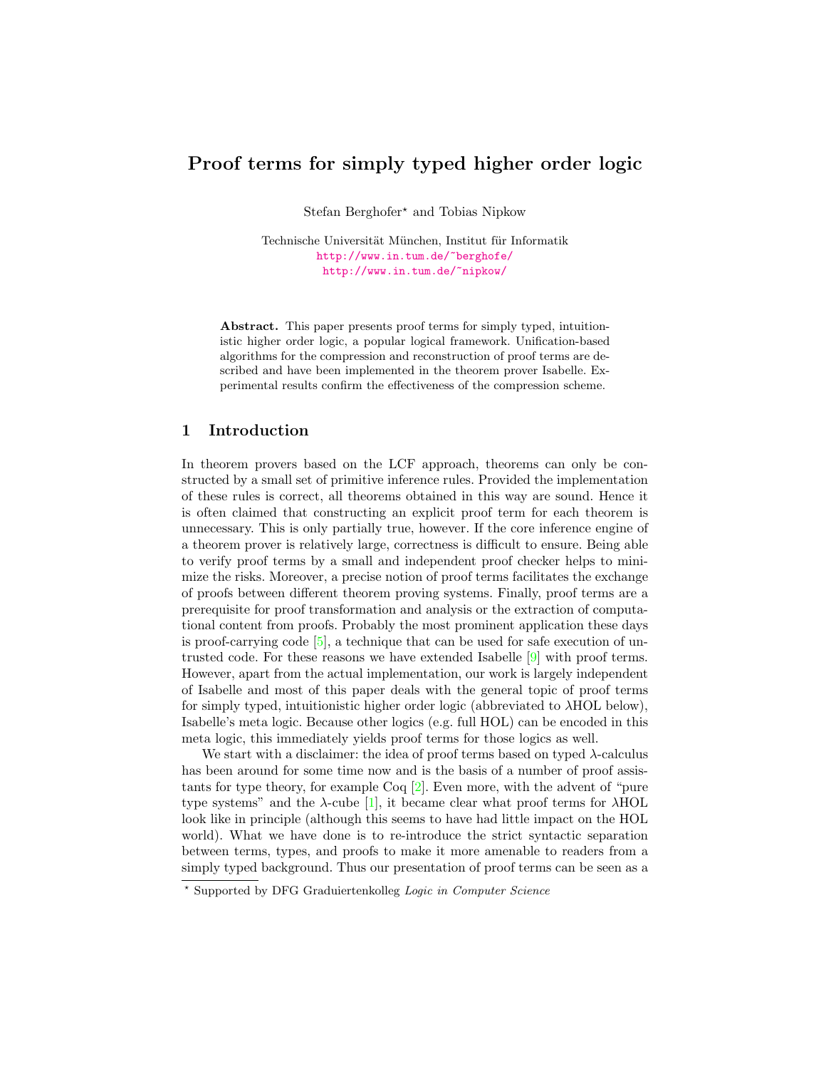# Proof terms for simply typed higher order logic

Stefan Berghofer* and Tobias Nipkow

Technische Universität München, Institut für Informatik
http://www.in.tum.de/~berghofe/
http://www.in.tum.de/~nipkow/

**Abstract.** This paper presents proof terms for simply typed, intuitionistic higher order logic, a popular logical framework. Unification-based algorithms for the compression and reconstruction of proof terms are described and have been implemented in the theorem prover Isabelle. Experimental results confirm the effectiveness of the compression scheme.

## 1 Introduction

In theorem provers based on the LCF approach, theorems can only be constructed by a small set of primitive inference rules. Provided the implementation of these rules is correct, all theorems obtained in this way are sound. Hence it is often claimed that constructing an explicit proof term for each theorem is unnecessary. This is only partially true, however. If the core inference engine of a theorem prover is relatively large, correctness is difficult to ensure. Being able to verify proof terms by a small and independent proof checker helps to minimize the risks. Moreover, a precise notion of proof terms facilitates the exchange of proofs between different theorem proving systems. Finally, proof terms are a prerequisite for proof transformation and analysis or the extraction of computational content from proofs. Probably the most prominent application these days is proof-carrying code [5], a technique that can be used for safe execution of untrusted code. For these reasons we have extended Isabelle [9] with proof terms. However, apart from the actual implementation, our work is largely independent of Isabelle and most of this paper deals with the general topic of proof terms for simply typed, intuitionistic higher order logic (abbreviated to $\lambda$HOL below), Isabelle's meta logic. Because other logics (e.g. full HOL) can be encoded in this meta logic, this immediately yields proof terms for those logics as well.

We start with a disclaimer: the idea of proof terms based on typed $\lambda$-calculus has been around for some time now and is the basis of a number of proof assistants for type theory, for example Coq [2]. Even more, with the advent of "pure type systems" and the $\lambda$-cube [1], it became clear what proof terms for $\lambda$HOL look like in principle (although this seems to have had little impact on the HOL world). What we have done is to re-introduce the strict syntactic separation between terms, types, and proofs to make it more amenable to readers from a simply typed background. Thus our presentation of proof terms can be seen as a

* Supported by DFG Graduiertenkolleg *Logic in Computer Science*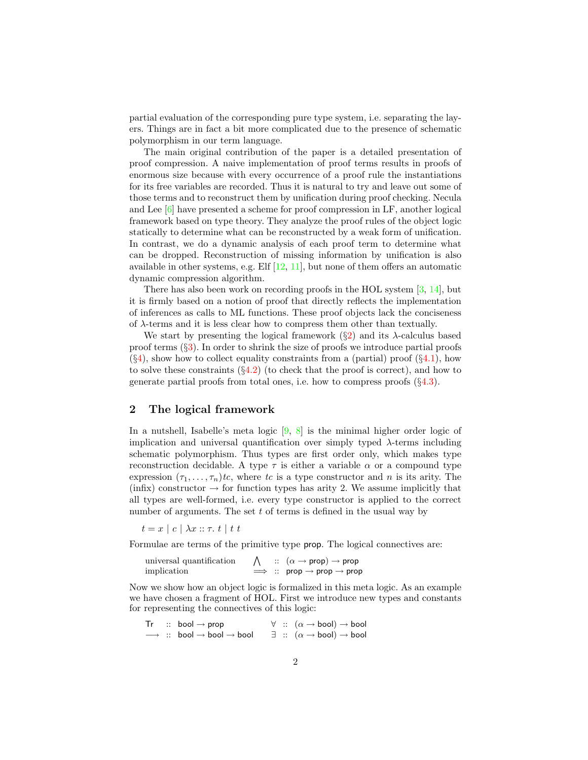partial evaluation of the corresponding pure type system, i.e. separating the layers. Things are in fact a bit more complicated due to the presence of schematic polymorphism in our term language.

The main original contribution of the paper is a detailed presentation of proof compression. A naive implementation of proof terms results in proofs of enormous size because with every occurrence of a proof rule the instantiations for its free variables are recorded. Thus it is natural to try and leave out some of those terms and to reconstruct them by unification during proof checking. Necula and Lee [6] have presented a scheme for proof compression in LF, another logical framework based on type theory. They analyze the proof rules of the object logic statically to determine what can be reconstructed by a weak form of unification. In contrast, we do a dynamic analysis of each proof term to determine what can be dropped. Reconstruction of missing information by unification is also available in other systems, e.g. Elf [12, 11], but none of them offers an automatic dynamic compression algorithm.

There has also been work on recording proofs in the HOL system [3, 14], but it is firmly based on a notion of proof that directly reflects the implementation of inferences as calls to ML functions. These proof objects lack the conciseness of $\lambda$-terms and it is less clear how to compress them other than textually.

We start by presenting the logical framework (§2) and its $\lambda$-calculus based proof terms (§3). In order to shrink the size of proofs we introduce partial proofs (§4), show how to collect equality constraints from a (partial) proof (§4.1), how to solve these constraints (§4.2) (to check that the proof is correct), and how to generate partial proofs from total ones, i.e. how to compress proofs (§4.3).

## 2 The logical framework

In a nutshell, Isabelle's meta logic [9, 8] is the minimal higher order logic of implication and universal quantification over simply typed $\lambda$-terms including schematic polymorphism. Thus types are first order only, which makes type reconstruction decidable. A type $\tau$ is either a variable $\alpha$ or a compound type expression $(\tau_1, \ldots, \tau_n)tc$, where $tc$ is a type constructor and $n$ is its arity. The (infix) constructor $\rightarrow$ for function types has arity 2. We assume implicitly that all types are well-formed, i.e. every type constructor is applied to the correct number of arguments. The set $t$ of terms is defined in the usual way by

$$t = x \mid c \mid \lambda x :: \tau.\ t \mid t\ t$$

Formulae are terms of the primitive type $\mathsf{prop}$. The logical connectives are:

| | | | |
|---|---|---|---|
| universal quantification | $\bigwedge$ | $::$ | $(\alpha \rightarrow \mathsf{prop}) \rightarrow \mathsf{prop}$ |
| implication | $\Longrightarrow$ | $::$ | $\mathsf{prop} \rightarrow \mathsf{prop} \rightarrow \mathsf{prop}$ |

Now we show how an object logic is formalized in this meta logic. As an example we have chosen a fragment of HOL. First we introduce new types and constants for representing the connectives of this logic:

| | | | | | |
|---|---|---|---|---|---|
| $\mathsf{Tr}$ | $::$ $\mathsf{bool} \rightarrow \mathsf{prop}$ | | $\forall$ | $::$ | $(\alpha \rightarrow \mathsf{bool}) \rightarrow \mathsf{bool}$ |
| $\longrightarrow$ | $::$ $\mathsf{bool} \rightarrow \mathsf{bool} \rightarrow \mathsf{bool}$ | | $\exists$ | $::$ | $(\alpha \rightarrow \mathsf{bool}) \rightarrow \mathsf{bool}$ |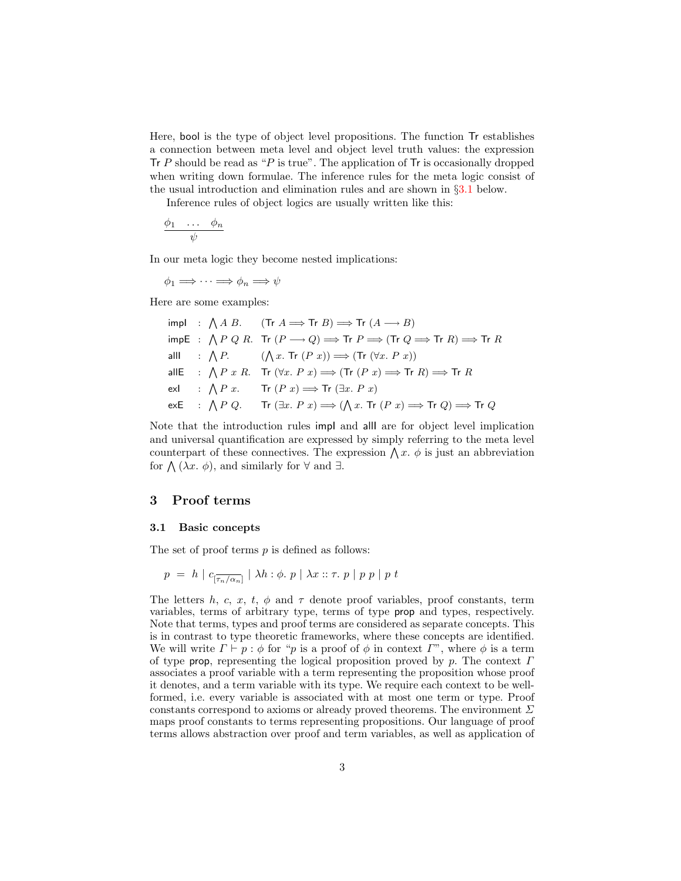Here, $\mathsf{bool}$ is the type of object level propositions. The function $\mathsf{Tr}$ establishes a connection between meta level and object level truth values: the expression $\mathsf{Tr}\ P$ should be read as "$P$ is true". The application of $\mathsf{Tr}$ is occasionally dropped when writing down formulae. The inference rules for the meta logic consist of the usual introduction and elimination rules and are shown in §3.1 below.

Inference rules of object logics are usually written like this:

$$\frac{\phi_1 \quad \ldots \quad \phi_n}{\psi}$$

In our meta logic they become nested implications:

$$\phi_1 \Longrightarrow \cdots \Longrightarrow \phi_n \Longrightarrow \psi$$

Here are some examples:

$$
\begin{array}{lll}
\mathsf{impI} & : \bigwedge A\ B. & (\mathsf{Tr}\ A \Longrightarrow \mathsf{Tr}\ B) \Longrightarrow \mathsf{Tr}\ (A \longrightarrow B) \\
\mathsf{impE} & : \bigwedge P\ Q\ R. & \mathsf{Tr}\ (P \longrightarrow Q) \Longrightarrow \mathsf{Tr}\ P \Longrightarrow (\mathsf{Tr}\ Q \Longrightarrow \mathsf{Tr}\ R) \Longrightarrow \mathsf{Tr}\ R \\
\mathsf{allI} & : \bigwedge P. & (\bigwedge x.\ \mathsf{Tr}\ (P\ x)) \Longrightarrow (\mathsf{Tr}\ (\forall x.\ P\ x)) \\
\mathsf{allE} & : \bigwedge P\ x\ R. & \mathsf{Tr}\ (\forall x.\ P\ x) \Longrightarrow (\mathsf{Tr}\ (P\ x) \Longrightarrow \mathsf{Tr}\ R) \Longrightarrow \mathsf{Tr}\ R \\
\mathsf{exI} & : \bigwedge P\ x. & \mathsf{Tr}\ (P\ x) \Longrightarrow \mathsf{Tr}\ (\exists x.\ P\ x) \\
\mathsf{exE} & : \bigwedge P\ Q. & \mathsf{Tr}\ (\exists x.\ P\ x) \Longrightarrow (\bigwedge x.\ \mathsf{Tr}\ (P\ x) \Longrightarrow \mathsf{Tr}\ Q) \Longrightarrow \mathsf{Tr}\ Q
\end{array}
$$

Note that the introduction rules $\mathsf{impI}$ and $\mathsf{allI}$ are for object level implication and universal quantification are expressed by simply referring to the meta level counterpart of these connectives. The expression $\bigwedge x.\ \phi$ is just an abbreviation for $\bigwedge (\lambda x.\ \phi)$, and similarly for $\forall$ and $\exists$.

# 3 Proof terms

## 3.1 Basic concepts

The set of proof terms $p$ is defined as follows:

$$p \ = \ h \mid c_{[\overline{\tau_n / \alpha_n}]} \mid \lambda h : \phi.\ p \mid \lambda x :: \tau.\ p \mid p\ p \mid p\ t$$

The letters $h$, $c$, $x$, $t$, $\phi$ and $\tau$ denote proof variables, proof constants, term variables, terms of arbitrary type, terms of type $\mathsf{prop}$ and types, respectively. Note that terms, types and proof terms are considered as separate concepts. This is in contrast to type theoretic frameworks, where these concepts are identified. We will write $\Gamma \vdash p : \phi$ for "$p$ is a proof of $\phi$ in context $\Gamma$", where $\phi$ is a term of type $\mathsf{prop}$, representing the logical proposition proved by $p$. The context $\Gamma$ associates a proof variable with a term representing the proposition whose proof it denotes, and a term variable with its type. We require each context to be well-formed, i.e. every variable is associated with at most one term or type. Proof constants correspond to axioms or already proved theorems. The environment $\Sigma$ maps proof constants to terms representing propositions. Our language of proof terms allows abstraction over proof and term variables, as well as application of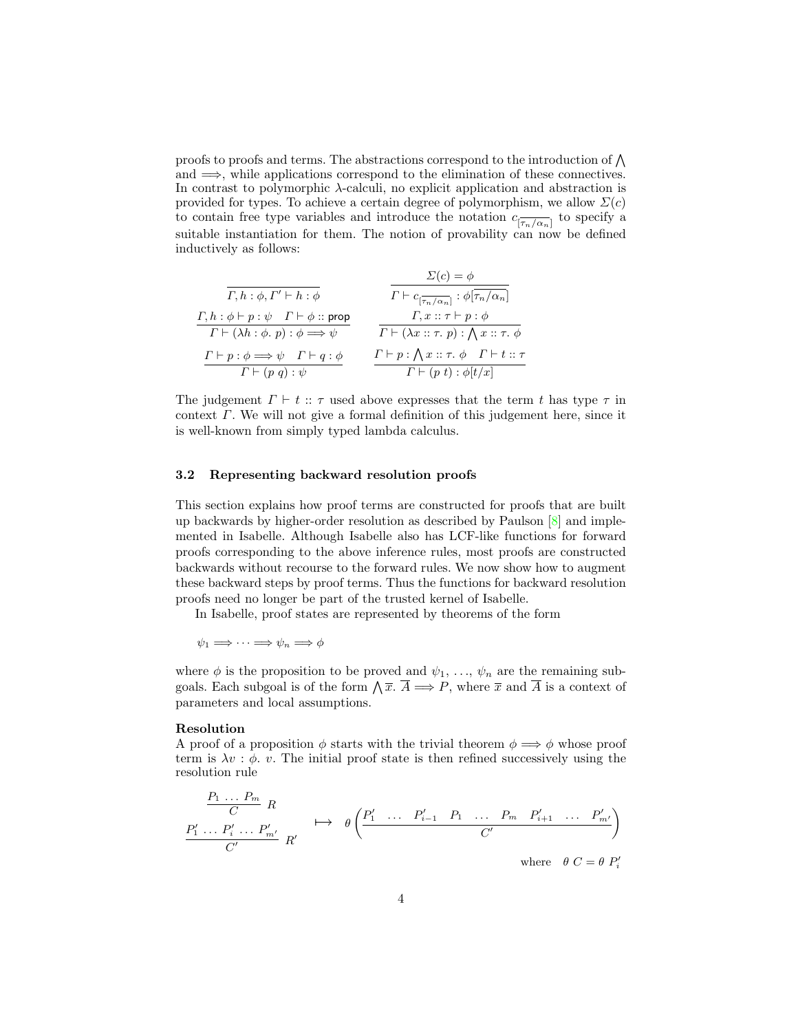proofs to proofs and terms. The abstractions correspond to the introduction of $\bigwedge$ and $\Longrightarrow$, while applications correspond to the elimination of these connectives. In contrast to polymorphic $\lambda$-calculi, no explicit application and abstraction is provided for types. To achieve a certain degree of polymorphism, we allow $\Sigma(c)$ to contain free type variables and introduce the notation $c_{\overline{[\tau_n/\alpha_n]}}$ to specify a suitable instantiation for them. The notion of provability can now be defined inductively as follows:

$$\frac{}{\Gamma, h : \phi, \Gamma' \vdash h : \phi} \qquad \frac{\Sigma(c) = \phi}{\Gamma \vdash c_{\overline{[\tau_n/\alpha_n]}} : \phi\overline{[\tau_n/\alpha_n]}}$$

$$\frac{\Gamma, h : \phi \vdash p : \psi \quad \Gamma \vdash \phi :: \mathsf{prop}}{\Gamma \vdash (\lambda h : \phi.\ p) : \phi \Longrightarrow \psi} \qquad \frac{\Gamma, x :: \tau \vdash p : \phi}{\Gamma \vdash (\lambda x :: \tau.\ p) : \bigwedge x :: \tau.\ \phi}$$

$$\frac{\Gamma \vdash p : \phi \Longrightarrow \psi \quad \Gamma \vdash q : \phi}{\Gamma \vdash (p\ q) : \psi} \qquad \frac{\Gamma \vdash p : \bigwedge x :: \tau.\ \phi \quad \Gamma \vdash t :: \tau}{\Gamma \vdash (p\ t) : \phi[t/x]}$$

The judgement $\Gamma \vdash t :: \tau$ used above expresses that the term $t$ has type $\tau$ in context $\Gamma$. We will not give a formal definition of this judgement here, since it is well-known from simply typed lambda calculus.

### 3.2 Representing backward resolution proofs

This section explains how proof terms are constructed for proofs that are built up backwards by higher-order resolution as described by Paulson [8] and implemented in Isabelle. Although Isabelle also has LCF-like functions for forward proofs corresponding to the above inference rules, most proofs are constructed backwards without recourse to the forward rules. We now show how to augment these backward steps by proof terms. Thus the functions for backward resolution proofs need no longer be part of the trusted kernel of Isabelle.

In Isabelle, proof states are represented by theorems of the form

$$\psi_1 \Longrightarrow \cdots \Longrightarrow \psi_n \Longrightarrow \phi$$

where $\phi$ is the proposition to be proved and $\psi_1, \ldots, \psi_n$ are the remaining subgoals. Each subgoal is of the form $\bigwedge \overline{x}.\ \overline{A} \Longrightarrow P$, where $\overline{x}$ and $\overline{A}$ is a context of parameters and local assumptions.

**Resolution**

A proof of a proposition $\phi$ starts with the trivial theorem $\phi \Longrightarrow \phi$ whose proof term is $\lambda v : \phi.\ v$. The initial proof state is then refined successively using the resolution rule

$$\begin{array}{c} \dfrac{P_1 \ \ldots \ P_m}{C}\ R \\[2ex] \dfrac{P'_1 \ \ldots \ P'_i \ \ldots \ P'_{m'}}{C'}\ R' \end{array} \quad \longmapsto \quad \theta\left(\frac{P'_1 \quad \ldots \quad P'_{i-1} \quad P_1 \quad \ldots \quad P_m \quad P'_{i+1} \quad \ldots \quad P'_{m'}}{C'}\right)$$

$$\text{where} \quad \theta\ C = \theta\ P'_i$$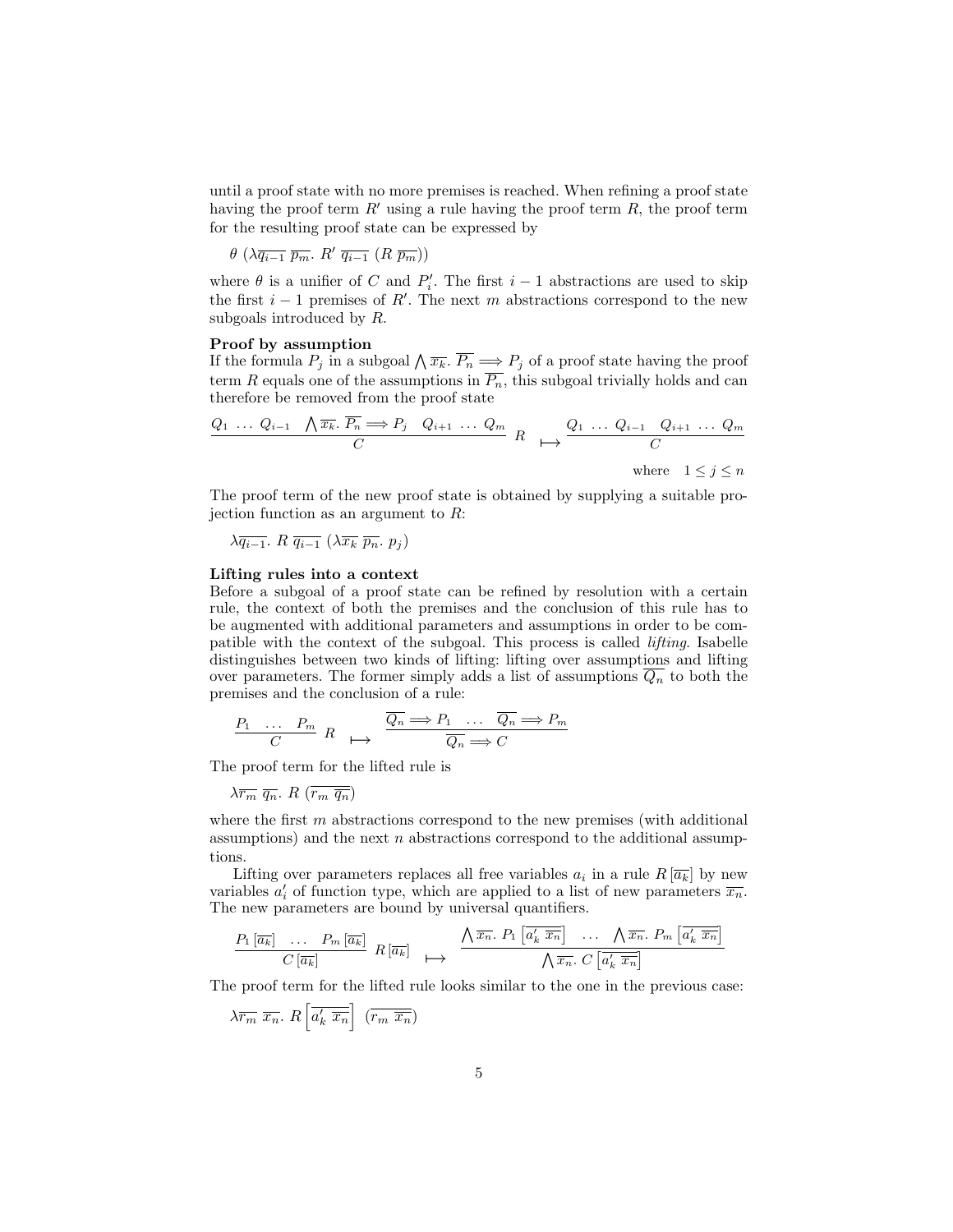until a proof state with no more premises is reached. When refining a proof state having the proof term $R'$ using a rule having the proof term $R$, the proof term for the resulting proof state can be expressed by

$$\theta\ (\lambda \overline{q_{i-1}}\ \overline{p_m}.\ R'\ \overline{q_{i-1}}\ (R\ \overline{p_m}))$$

where $\theta$ is a unifier of $C$ and $P_i'$. The first $i-1$ abstractions are used to skip the first $i-1$ premises of $R'$. The next $m$ abstractions correspond to the new subgoals introduced by $R$.

**Proof by assumption**
If the formula $P_j$ in a subgoal $\bigwedge \overline{x_k}.\ \overline{P_n} \Longrightarrow P_j$ of a proof state having the proof term $R$ equals one of the assumptions in $\overline{P_n}$, this subgoal trivially holds and can therefore be removed from the proof state

$$\frac{Q_1\ \ldots\ Q_{i-1} \quad \bigwedge \overline{x_k}.\ \overline{P_n} \Longrightarrow P_j \quad Q_{i+1}\ \ldots\ Q_m}{C}\ R \quad \longmapsto \quad \frac{Q_1\ \ldots\ Q_{i-1} \quad Q_{i+1}\ \ldots\ Q_m}{C}$$

where $1 \leq j \leq n$

The proof term of the new proof state is obtained by supplying a suitable projection function as an argument to $R$:

$$\lambda \overline{q_{i-1}}.\ R\ \overline{q_{i-1}}\ (\lambda \overline{x_k}\ \overline{p_n}.\ p_j)$$

**Lifting rules into a context**
Before a subgoal of a proof state can be refined by resolution with a certain rule, the context of both the premises and the conclusion of this rule has to be augmented with additional parameters and assumptions in order to be compatible with the context of the subgoal. This process is called *lifting*. Isabelle distinguishes between two kinds of lifting: lifting over assumptions and lifting over parameters. The former simply adds a list of assumptions $\overline{Q_n}$ to both the premises and the conclusion of a rule:

$$\frac{P_1 \quad \ldots \quad P_m}{C}\ R \quad \longmapsto \quad \frac{\overline{Q_n} \Longrightarrow P_1 \quad \ldots \quad \overline{Q_n} \Longrightarrow P_m}{\overline{Q_n} \Longrightarrow C}$$

The proof term for the lifted rule is

$$\lambda \overline{r_m}\ \overline{q_n}.\ R\ (\overline{r_m\ \overline{q_n}})$$

where the first $m$ abstractions correspond to the new premises (with additional assumptions) and the next $n$ abstractions correspond to the additional assumptions.

Lifting over parameters replaces all free variables $a_i$ in a rule $R\,[\overline{a_k}]$ by new variables $a_i'$ of function type, which are applied to a list of new parameters $\overline{x_n}$. The new parameters are bound by universal quantifiers.

$$\frac{P_1\,[\overline{a_k}] \quad \ldots \quad P_m\,[\overline{a_k}]}{C\,[\overline{a_k}]}\ R\,[\overline{a_k}] \quad \longmapsto \quad \frac{\bigwedge \overline{x_n}.\ P_1\left[\overline{a_k'\ \overline{x_n}}\right] \quad \ldots \quad \bigwedge \overline{x_n}.\ P_m\left[\overline{a_k'\ \overline{x_n}}\right]}{\bigwedge \overline{x_n}.\ C\left[\overline{a_k'\ \overline{x_n}}\right]}$$

The proof term for the lifted rule looks similar to the one in the previous case:

$$\lambda \overline{r_m}\ \overline{x_n}.\ R\left[\overline{a_k'\ \overline{x_n}}\right]\ (\overline{r_m\ \overline{x_n}})$$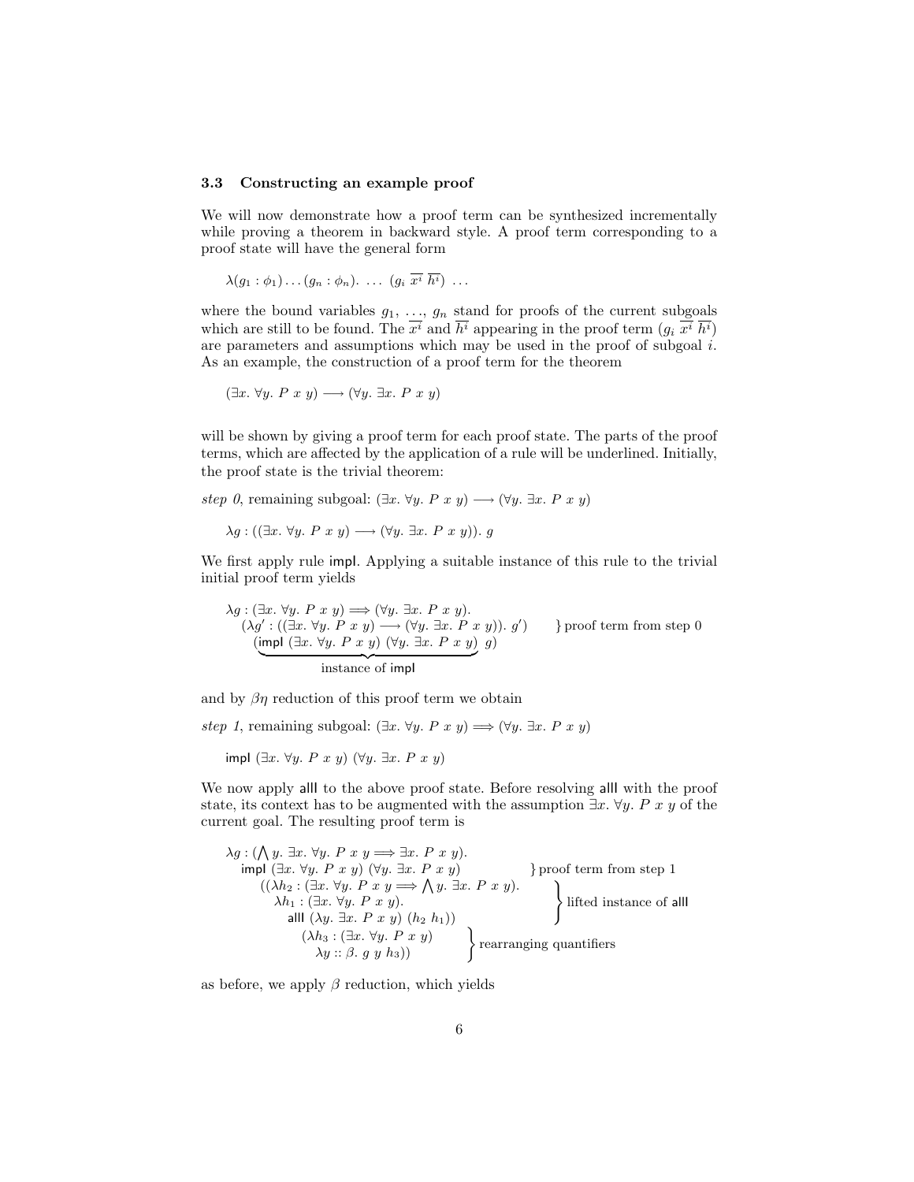### 3.3 Constructing an example proof

We will now demonstrate how a proof term can be synthesized incrementally while proving a theorem in backward style. A proof term corresponding to a proof state will have the general form

$$\lambda(g_1 : \phi_1) \ldots (g_n : \phi_n).\ \ldots\ (g_i\ \overline{x^i}\ \overline{h^i})\ \ldots$$

where the bound variables $g_1, \ldots, g_n$ stand for proofs of the current subgoals which are still to be found. The $\overline{x^i}$ and $\overline{h^i}$ appearing in the proof term $(g_i\ \overline{x^i}\ \overline{h^i})$ are parameters and assumptions which may be used in the proof of subgoal $i$. As an example, the construction of a proof term for the theorem

$$(\exists x.\ \forall y.\ P\ x\ y) \longrightarrow (\forall y.\ \exists x.\ P\ x\ y)$$

will be shown by giving a proof term for each proof state. The parts of the proof terms, which are affected by the application of a rule will be underlined. Initially, the proof state is the trivial theorem:

*step 0*, remaining subgoal: $(\exists x.\ \forall y.\ P\ x\ y) \longrightarrow (\forall y.\ \exists x.\ P\ x\ y)$

$$\lambda g : ((\exists x.\ \forall y.\ P\ x\ y) \longrightarrow (\forall y.\ \exists x.\ P\ x\ y)).\ g$$

We first apply rule $\mathsf{impI}$. Applying a suitable instance of this rule to the trivial initial proof term yields

$$\begin{array}{ll}
\lambda g : (\exists x.\ \forall y.\ P\ x\ y) \Longrightarrow (\forall y.\ \exists x.\ P\ x\ y). & \\
\quad (\lambda g' : ((\exists x.\ \forall y.\ P\ x\ y) \longrightarrow (\forall y.\ \exists x.\ P\ x\ y)).\ g') & \}\ \text{proof term from step 0} \\
\quad (\underbrace{\mathsf{impI}\ (\exists x.\ \forall y.\ P\ x\ y)\ (\forall y.\ \exists x.\ P\ x\ y)}_{\text{instance of } \mathsf{impI}}\ g) &
\end{array}$$

and by $\beta\eta$ reduction of this proof term we obtain

*step 1*, remaining subgoal: $(\exists x.\ \forall y.\ P\ x\ y) \Longrightarrow (\forall y.\ \exists x.\ P\ x\ y)$

$$\mathsf{impI}\ (\exists x.\ \forall y.\ P\ x\ y)\ (\forall y.\ \exists x.\ P\ x\ y)$$

We now apply $\mathsf{allI}$ to the above proof state. Before resolving $\mathsf{allI}$ with the proof state, its context has to be augmented with the assumption $\exists x.\ \forall y.\ P\ x\ y$ of the current goal. The resulting proof term is

$$\begin{array}{ll}
\lambda g : (\bigwedge y.\ \exists x.\ \forall y.\ P\ x\ y \Longrightarrow \exists x.\ P\ x\ y). & \\
\quad \mathsf{impI}\ (\exists x.\ \forall y.\ P\ x\ y)\ (\forall y.\ \exists x.\ P\ x\ y) & \}\ \text{proof term from step 1} \\
\qquad ((\lambda h_2 : (\exists x.\ \forall y.\ P\ x\ y \Longrightarrow \bigwedge y.\ \exists x.\ P\ x\ y). & \\
\qquad\quad \lambda h_1 : (\exists x.\ \forall y.\ P\ x\ y). & \text{lifted instance of } \mathsf{allI} \\
\qquad\qquad \mathsf{allI}\ (\lambda y.\ \exists x.\ P\ x\ y)\ (h_2\ h_1)) & \\
\qquad\qquad\quad (\lambda h_3 : (\exists x.\ \forall y.\ P\ x\ y) & \text{rearranging quantifiers} \\
\qquad\qquad\qquad \lambda y :: \beta.\ g\ y\ h_3)) &
\end{array}$$

as before, we apply $\beta$ reduction, which yields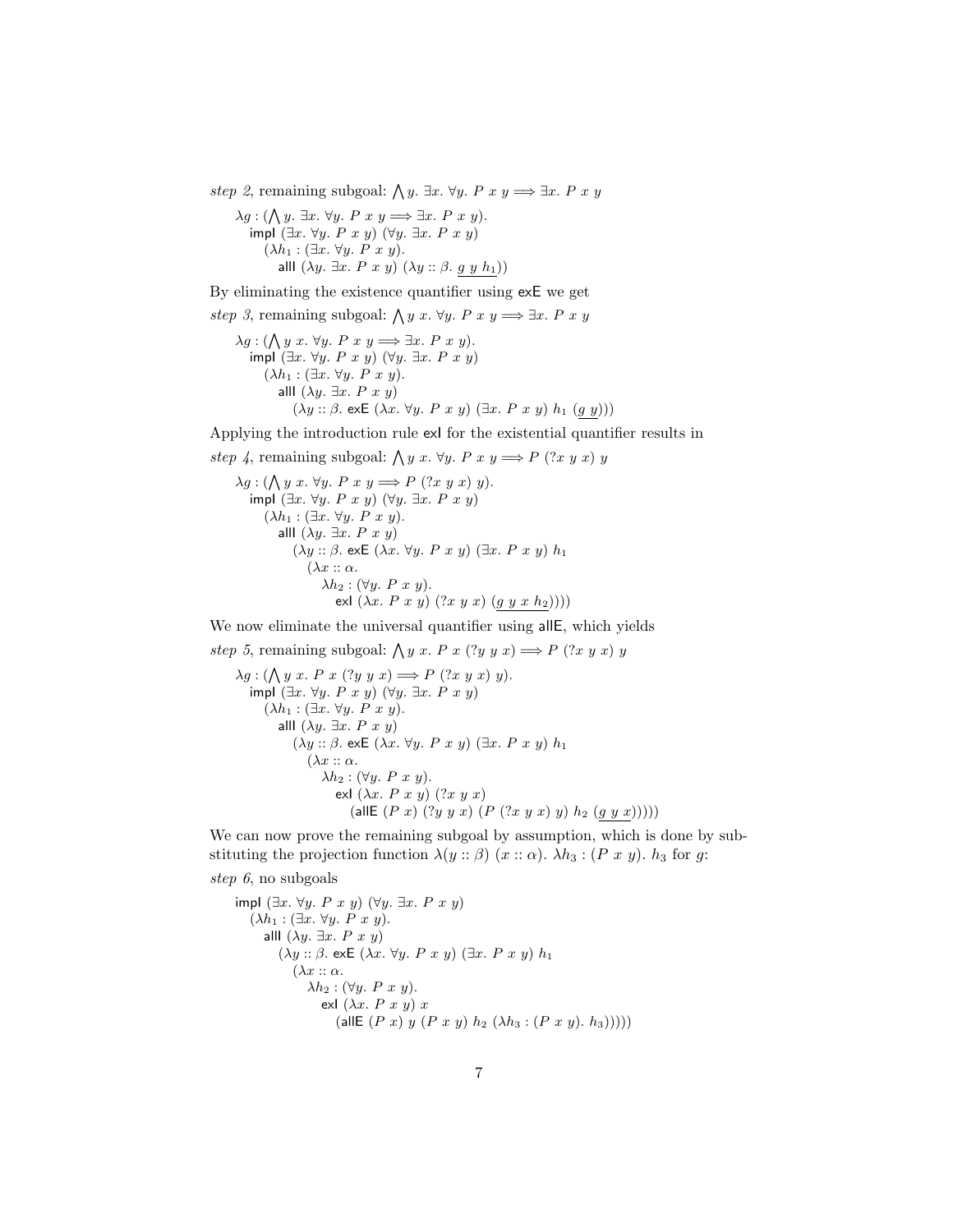*step 2*, remaining subgoal: $\bigwedge y.\ \exists x.\ \forall y.\ P\ x\ y \Longrightarrow \exists x.\ P\ x\ y$

$$
\begin{array}{l}
\lambda g : (\bigwedge y.\ \exists x.\ \forall y.\ P\ x\ y \Longrightarrow \exists x.\ P\ x\ y).\\
\quad \mathsf{impI}\ (\exists x.\ \forall y.\ P\ x\ y)\ (\forall y.\ \exists x.\ P\ x\ y)\\
\quad\quad (\lambda h_1 : (\exists x.\ \forall y.\ P\ x\ y).\\
\quad\quad\quad \mathsf{allI}\ (\lambda y.\ \exists x.\ P\ x\ y)\ (\lambda y :: \beta.\ \underline{g\ y\ h_1}))
\end{array}
$$

By eliminating the existence quantifier using $\mathsf{exE}$ we get

*step 3*, remaining subgoal: $\bigwedge y\ x.\ \forall y.\ P\ x\ y \Longrightarrow \exists x.\ P\ x\ y$

$$
\begin{array}{l}
\lambda g : (\bigwedge y\ x.\ \forall y.\ P\ x\ y \Longrightarrow \exists x.\ P\ x\ y).\\
\quad \mathsf{impI}\ (\exists x.\ \forall y.\ P\ x\ y)\ (\forall y.\ \exists x.\ P\ x\ y)\\
\quad\quad (\lambda h_1 : (\exists x.\ \forall y.\ P\ x\ y).\\
\quad\quad\quad \mathsf{allI}\ (\lambda y.\ \exists x.\ P\ x\ y)\\
\quad\quad\quad\quad (\lambda y :: \beta.\ \mathsf{exE}\ (\lambda x.\ \forall y.\ P\ x\ y)\ (\exists x.\ P\ x\ y)\ h_1\ (\underline{g\ y})))
\end{array}
$$

Applying the introduction rule $\mathsf{exI}$ for the existential quantifier results in

*step 4*, remaining subgoal: $\bigwedge y\ x.\ \forall y.\ P\ x\ y \Longrightarrow P\ (?x\ y\ x)\ y$

$$
\begin{array}{l}
\lambda g : (\bigwedge y\ x.\ \forall y.\ P\ x\ y \Longrightarrow P\ (?x\ y\ x)\ y).\\
\quad \mathsf{impI}\ (\exists x.\ \forall y.\ P\ x\ y)\ (\forall y.\ \exists x.\ P\ x\ y)\\
\quad\quad (\lambda h_1 : (\exists x.\ \forall y.\ P\ x\ y).\\
\quad\quad\quad \mathsf{allI}\ (\lambda y.\ \exists x.\ P\ x\ y)\\
\quad\quad\quad\quad (\lambda y :: \beta.\ \mathsf{exE}\ (\lambda x.\ \forall y.\ P\ x\ y)\ (\exists x.\ P\ x\ y)\ h_1\\
\quad\quad\quad\quad\quad (\lambda x :: \alpha.\\
\quad\quad\quad\quad\quad\quad \lambda h_2 : (\forall y.\ P\ x\ y).\\
\quad\quad\quad\quad\quad\quad\quad \mathsf{exI}\ (\lambda x.\ P\ x\ y)\ (?x\ y\ x)\ (\underline{g\ y\ x\ h_2}))))
\end{array}
$$

We now eliminate the universal quantifier using $\mathsf{allE}$, which yields

*step 5*, remaining subgoal: $\bigwedge y\ x.\ P\ x\ (?y\ y\ x) \Longrightarrow P\ (?x\ y\ x)\ y$

$$
\begin{array}{l}
\lambda g : (\bigwedge y\ x.\ P\ x\ (?y\ y\ x) \Longrightarrow P\ (?x\ y\ x)\ y).\\
\quad \mathsf{impI}\ (\exists x.\ \forall y.\ P\ x\ y)\ (\forall y.\ \exists x.\ P\ x\ y)\\
\quad\quad (\lambda h_1 : (\exists x.\ \forall y.\ P\ x\ y).\\
\quad\quad\quad \mathsf{allI}\ (\lambda y.\ \exists x.\ P\ x\ y)\\
\quad\quad\quad\quad (\lambda y :: \beta.\ \mathsf{exE}\ (\lambda x.\ \forall y.\ P\ x\ y)\ (\exists x.\ P\ x\ y)\ h_1\\
\quad\quad\quad\quad\quad (\lambda x :: \alpha.\\
\quad\quad\quad\quad\quad\quad \lambda h_2 : (\forall y.\ P\ x\ y).\\
\quad\quad\quad\quad\quad\quad\quad \mathsf{exI}\ (\lambda x.\ P\ x\ y)\ (?x\ y\ x)\\
\quad\quad\quad\quad\quad\quad\quad\quad (\mathsf{allE}\ (P\ x)\ (?y\ y\ x)\ (P\ (?x\ y\ x)\ y)\ h_2\ (\underline{g\ y\ x})))))
\end{array}
$$

We can now prove the remaining subgoal by assumption, which is done by substituting the projection function $\lambda (y :: \beta)\ (x :: \alpha).\ \lambda h_3 : (P\ x\ y).\ h_3$ for $g$:

*step 6*, no subgoals

$$
\begin{array}{l}
\mathsf{impI}\ (\exists x.\ \forall y.\ P\ x\ y)\ (\forall y.\ \exists x.\ P\ x\ y)\\
\quad (\lambda h_1 : (\exists x.\ \forall y.\ P\ x\ y).\\
\quad\quad \mathsf{allI}\ (\lambda y.\ \exists x.\ P\ x\ y)\\
\quad\quad\quad (\lambda y :: \beta.\ \mathsf{exE}\ (\lambda x.\ \forall y.\ P\ x\ y)\ (\exists x.\ P\ x\ y)\ h_1\\
\quad\quad\quad\quad (\lambda x :: \alpha.\\
\quad\quad\quad\quad\quad \lambda h_2 : (\forall y.\ P\ x\ y).\\
\quad\quad\quad\quad\quad\quad \mathsf{exI}\ (\lambda x.\ P\ x\ y)\ x\\
\quad\quad\quad\quad\quad\quad\quad (\mathsf{allE}\ (P\ x)\ y\ (P\ x\ y)\ h_2\ (\lambda h_3 : (P\ x\ y).\ h_3)))))
\end{array}
$$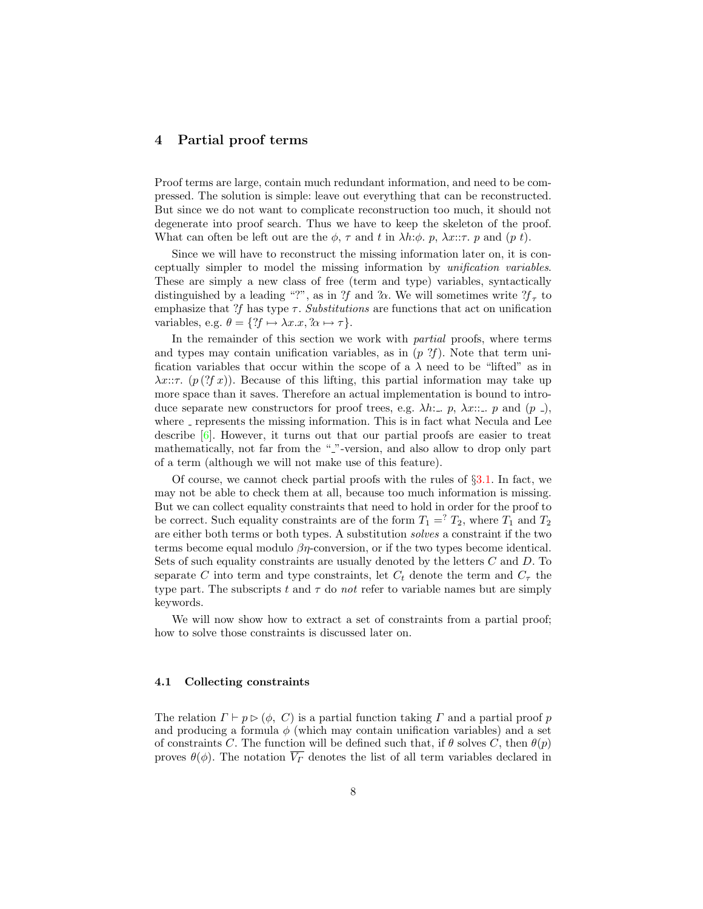## 4 Partial proof terms

Proof terms are large, contain much redundant information, and need to be compressed. The solution is simple: leave out everything that can be reconstructed. But since we do not want to complicate reconstruction too much, it should not degenerate into proof search. Thus we have to keep the skeleton of the proof. What can often be left out are the $\phi$, $\tau$ and $t$ in $\lambda h{:}\phi.\ p$, $\lambda x{::}\tau.\ p$ and $(p\ t)$.

Since we will have to reconstruct the missing information later on, it is conceptually simpler to model the missing information by *unification variables*. These are simply a new class of free (term and type) variables, syntactically distinguished by a leading "?", as in $?f$ and $?\alpha$. We will sometimes write $?f_\tau$ to emphasize that $?f$ has type $\tau$. *Substitutions* are functions that act on unification variables, e.g. $\theta = \{?f \mapsto \lambda x.x, ?\alpha \mapsto \tau\}$.

In the remainder of this section we work with *partial* proofs, where terms and types may contain unification variables, as in $(p\ ?f)$. Note that term unification variables that occur within the scope of a $\lambda$ need to be "lifted" as in $\lambda x{::}\tau.\ (p\,(?f\,x))$. Because of this lifting, this partial information may take up more space than it saves. Therefore an actual implementation is bound to introduce separate new constructors for proof trees, e.g. $\lambda h{:}\_.\ p$, $\lambda x{::}\_.\ p$ and $(p\ \_)$, where _ represents the missing information. This is in fact what Necula and Lee describe [6]. However, it turns out that our partial proofs are easier to treat mathematically, not far from the "_"-version, and also allow to drop only part of a term (although we will not make use of this feature).

Of course, we cannot check partial proofs with the rules of §3.1. In fact, we may not be able to check them at all, because too much information is missing. But we can collect equality constraints that need to hold in order for the proof to be correct. Such equality constraints are of the form $T_1 =^? T_2$, where $T_1$ and $T_2$ are either both terms or both types. A substitution *solves* a constraint if the two terms become equal modulo $\beta\eta$-conversion, or if the two types become identical. Sets of such equality constraints are usually denoted by the letters $C$ and $D$. To separate $C$ into term and type constraints, let $C_t$ denote the term and $C_\tau$ the type part. The subscripts $t$ and $\tau$ do *not* refer to variable names but are simply keywords.

We will now show how to extract a set of constraints from a partial proof; how to solve those constraints is discussed later on.

### 4.1 Collecting constraints

The relation $\Gamma \vdash p \rhd (\phi,\ C)$ is a partial function taking $\Gamma$ and a partial proof $p$ and producing a formula $\phi$ (which may contain unification variables) and a set of constraints $C$. The function will be defined such that, if $\theta$ solves $C$, then $\theta(p)$ proves $\theta(\phi)$. The notation $\overline{V_\Gamma}$ denotes the list of all term variables declared in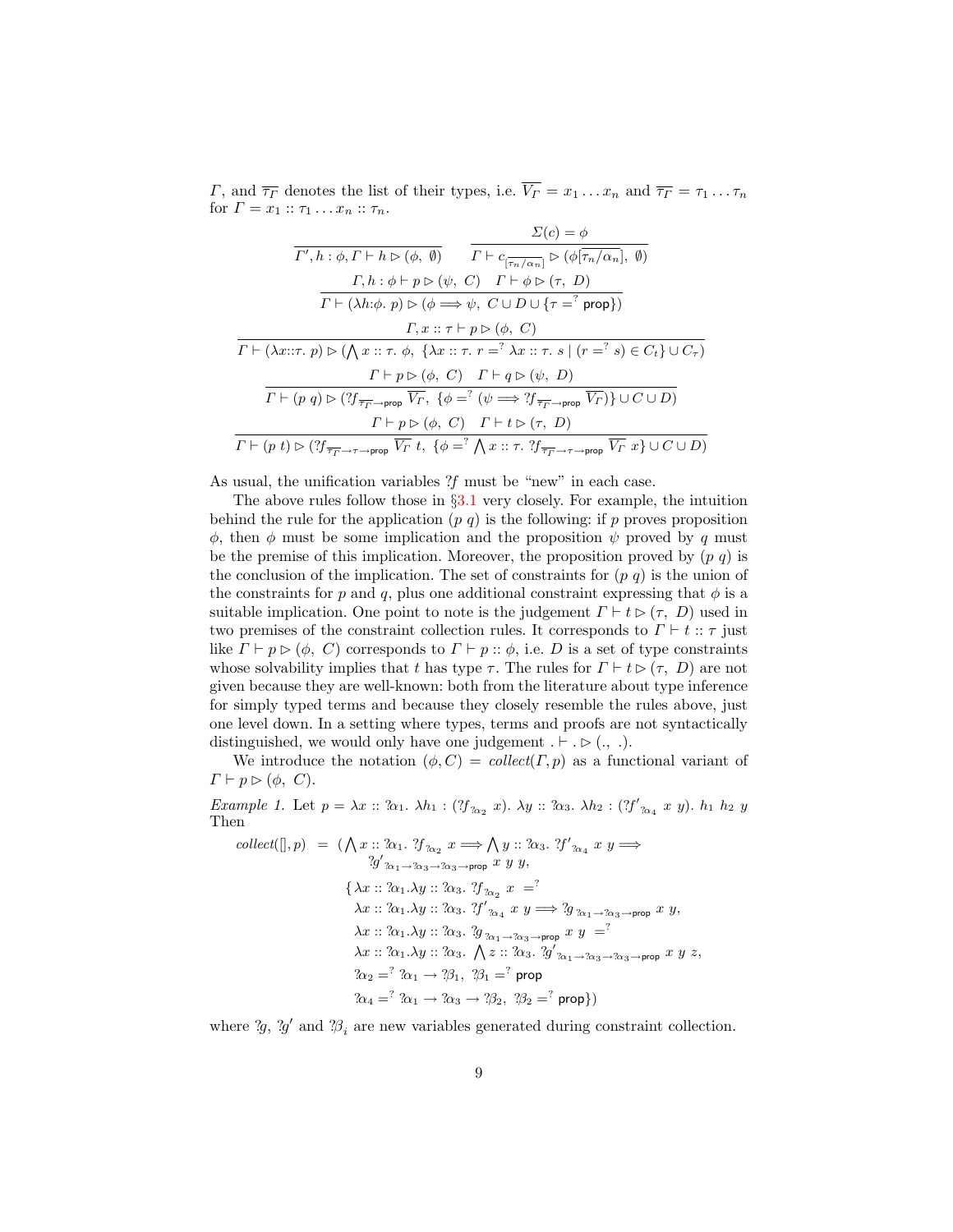$\Gamma$, and $\overline{\tau_\Gamma}$ denotes the list of their types, i.e. $\overline{V_\Gamma} = x_1 \ldots x_n$ and $\overline{\tau_\Gamma} = \tau_1 \ldots \tau_n$ for $\Gamma = x_1 :: \tau_1 \ldots x_n :: \tau_n$.

$$\frac{}{\Gamma', h : \phi, \Gamma \vdash h \rhd (\phi,\ \emptyset)} \qquad \frac{\Sigma(c) = \phi}{\Gamma \vdash c_{[\overline{\tau_n/\alpha_n}]} \rhd (\phi[\overline{\tau_n/\alpha_n}],\ \emptyset)}$$

$$\frac{\Gamma, h : \phi \vdash p \rhd (\psi,\ C) \quad \Gamma \vdash \phi \rhd (\tau,\ D)}{\Gamma \vdash (\lambda h{:}\phi.\ p) \rhd (\phi \Longrightarrow \psi,\ C \cup D \cup \{\tau =^? \mathsf{prop}\})}$$

$$\frac{\Gamma, x :: \tau \vdash p \rhd (\phi,\ C)}{\Gamma \vdash (\lambda x{::}\tau.\ p) \rhd (\bigwedge x :: \tau.\ \phi,\ \{\lambda x :: \tau.\ r =^? \lambda x :: \tau.\ s \mid (r =^? s) \in C_t\} \cup C_\tau)}$$

$$\frac{\Gamma \vdash p \rhd (\phi,\ C) \quad \Gamma \vdash q \rhd (\psi,\ D)}{\Gamma \vdash (p\ q) \rhd (?f_{\overline{\tau_\Gamma} \to \mathsf{prop}}\ \overline{V_\Gamma},\ \{\phi =^? (\psi \Longrightarrow ?f_{\overline{\tau_\Gamma} \to \mathsf{prop}}\ \overline{V_\Gamma})\} \cup C \cup D)}$$

$$\frac{\Gamma \vdash p \rhd (\phi,\ C) \quad \Gamma \vdash t \rhd (\tau,\ D)}{\Gamma \vdash (p\ t) \rhd (?f_{\overline{\tau_\Gamma} \to \tau \to \mathsf{prop}}\ \overline{V_\Gamma}\ t,\ \{\phi =^? \bigwedge x :: \tau.\ ?f_{\overline{\tau_\Gamma} \to \tau \to \mathsf{prop}}\ \overline{V_\Gamma}\ x\} \cup C \cup D)}$$

As usual, the unification variables $?f$ must be "new" in each case.

The above rules follow those in §3.1 very closely. For example, the intuition behind the rule for the application $(p\ q)$ is the following: if $p$ proves proposition $\phi$, then $\phi$ must be some implication and the proposition $\psi$ proved by $q$ must be the premise of this implication. Moreover, the proposition proved by $(p\ q)$ is the conclusion of the implication. The set of constraints for $(p\ q)$ is the union of the constraints for $p$ and $q$, plus one additional constraint expressing that $\phi$ is a suitable implication. One point to note is the judgement $\Gamma \vdash t \rhd (\tau,\ D)$ used in two premises of the constraint collection rules. It corresponds to $\Gamma \vdash t :: \tau$ just like $\Gamma \vdash p \rhd (\phi,\ C)$ corresponds to $\Gamma \vdash p :: \phi$, i.e. $D$ is a set of type constraints whose solvability implies that $t$ has type $\tau$. The rules for $\Gamma \vdash t \rhd (\tau,\ D)$ are not given because they are well-known: both from the literature about type inference for simply typed terms and because they closely resemble the rules above, just one level down. In a setting where types, terms and proofs are not syntactically distinguished, we would only have one judgement $. \vdash . \rhd (.,\ .)$.

We introduce the notation $(\phi, C) = \mathit{collect}(\Gamma, p)$ as a functional variant of $\Gamma \vdash p \rhd (\phi,\ C)$.

*Example 1.* Let $p = \lambda x :: ?\alpha_1.\ \lambda h_1 : (?f_{?\alpha_2}\ x).\ \lambda y :: ?\alpha_3.\ \lambda h_2 : (?f'_{?\alpha_4}\ x\ y).\ h_1\ h_2\ y$ Then

$$\begin{aligned}
\mathit{collect}([], p) \;=\; (&\textstyle\bigwedge x :: ?\alpha_1.\ ?f_{?\alpha_2}\ x \Longrightarrow \bigwedge y :: ?\alpha_3.\ ?f'_{?\alpha_4}\ x\ y \Longrightarrow \\
&\quad ?g'_{?\alpha_1 \to ?\alpha_3 \to ?\alpha_3 \to \mathsf{prop}}\ x\ y\ y, \\
&\{\lambda x :: ?\alpha_1.\lambda y :: ?\alpha_3.\ ?f_{?\alpha_2}\ x \;=^? \\
&\quad \lambda x :: ?\alpha_1.\lambda y :: ?\alpha_3.\ ?f'_{?\alpha_4}\ x\ y \Longrightarrow ?g_{?\alpha_1 \to ?\alpha_3 \to \mathsf{prop}}\ x\ y, \\
&\quad \lambda x :: ?\alpha_1.\lambda y :: ?\alpha_3.\ ?g_{?\alpha_1 \to ?\alpha_3 \to \mathsf{prop}}\ x\ y \;=^? \\
&\quad \textstyle\lambda x :: ?\alpha_1.\lambda y :: ?\alpha_3.\ \bigwedge z :: ?\alpha_3.\ ?g'_{?\alpha_1 \to ?\alpha_3 \to ?\alpha_3 \to \mathsf{prop}}\ x\ y\ z, \\
&\quad ?\alpha_2 =^? ?\alpha_1 \to ?\beta_1,\ ?\beta_1 =^? \mathsf{prop} \\
&\quad ?\alpha_4 =^? ?\alpha_1 \to ?\alpha_3 \to ?\beta_2,\ ?\beta_2 =^? \mathsf{prop}\})
\end{aligned}$$

where $?g$, $?g'$ and $?\beta_i$ are new variables generated during constraint collection.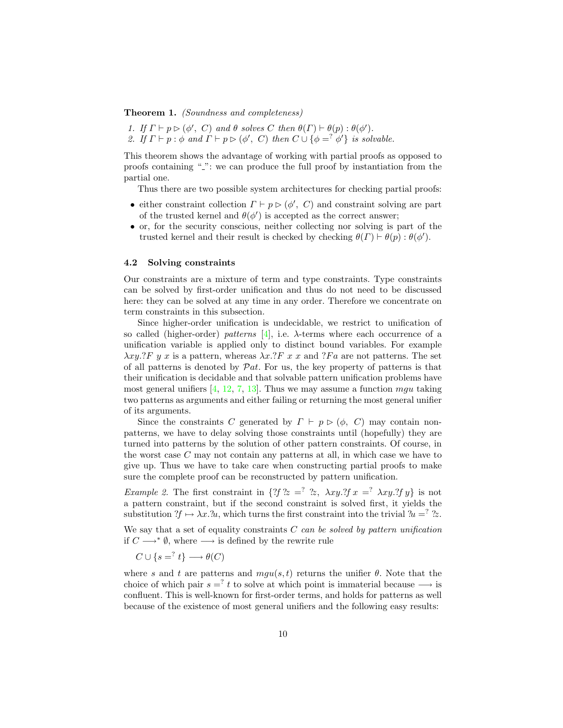**Theorem 1.** *(Soundness and completeness)*

1. *If* $\Gamma \vdash p \rhd (\phi',\ C)$ *and* $\theta$ *solves* $C$ *then* $\theta(\Gamma) \vdash \theta(p) : \theta(\phi')$.
2. *If* $\Gamma \vdash p : \phi$ *and* $\Gamma \vdash p \rhd (\phi',\ C)$ *then* $C \cup \{\phi =^? \phi'\}$ *is solvable.*

This theorem shows the advantage of working with partial proofs as opposed to proofs containing "\_": we can produce the full proof by instantiation from the partial one.

Thus there are two possible system architectures for checking partial proofs:

- either constraint collection $\Gamma \vdash p \rhd (\phi',\ C)$ and constraint solving are part of the trusted kernel and $\theta(\phi')$ is accepted as the correct answer;
- or, for the security conscious, neither collecting nor solving is part of the trusted kernel and their result is checked by checking $\theta(\Gamma) \vdash \theta(p) : \theta(\phi')$.

### 4.2 Solving constraints

Our constraints are a mixture of term and type constraints. Type constraints can be solved by first-order unification and thus do not need to be discussed here: they can be solved at any time in any order. Therefore we concentrate on term constraints in this subsection.

Since higher-order unification is undecidable, we restrict to unification of so called (higher-order) *patterns* [4], i.e. $\lambda$-terms where each occurrence of a unification variable is applied only to distinct bound variables. For example $\lambda xy.?F\ y\ x$ is a pattern, whereas $\lambda x.?F\ x\ x$ and $?Fa$ are not patterns. The set of all patterns is denoted by $\mathcal{P}at$. For us, the key property of patterns is that their unification is decidable and that solvable pattern unification problems have most general unifiers [4, 12, 7, 13]. Thus we may assume a function *mgu* taking two patterns as arguments and either failing or returning the most general unifier of its arguments.

Since the constraints $C$ generated by $\Gamma \vdash p \rhd (\phi,\ C)$ may contain non-patterns, we have to delay solving those constraints until (hopefully) they are turned into patterns by the solution of other pattern constraints. Of course, in the worst case $C$ may not contain any patterns at all, in which case we have to give up. Thus we have to take care when constructing partial proofs to make sure the complete proof can be reconstructed by pattern unification.

*Example 2.* The first constraint in $\{?f\ ?z =^? ?z,\ \lambda xy.?f\ x =^? \lambda xy.?f\ y\}$ is not a pattern constraint, but if the second constraint is solved first, it yields the substitution $?f \mapsto \lambda x.?u$, which turns the first constraint into the trivial $?u =^? ?z$.

We say that a set of equality constraints $C$ *can be solved by pattern unification* if $C \longrightarrow^* \emptyset$, where $\longrightarrow$ is defined by the rewrite rule

$$C \cup \{s =^? t\} \longrightarrow \theta(C)$$

where $s$ and $t$ are patterns and $mgu(s, t)$ returns the unifier $\theta$. Note that the choice of which pair $s =^? t$ to solve at which point is immaterial because $\longrightarrow$ is confluent. This is well-known for first-order terms, and holds for patterns as well because of the existence of most general unifiers and the following easy results: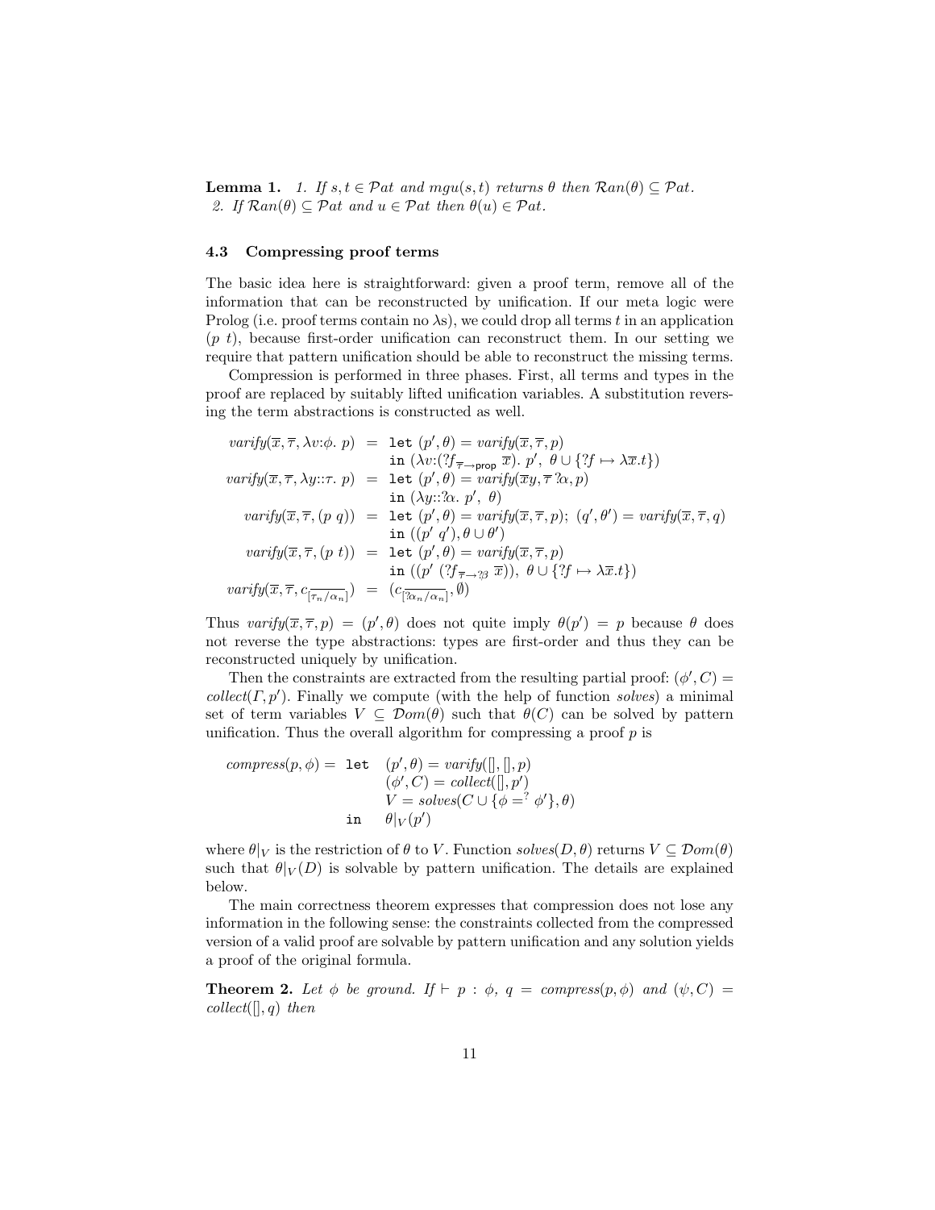**Lemma 1.** *1. If $s, t \in \mathcal{P}at$ and $mgu(s,t)$ returns $\theta$ then $\mathcal{R}an(\theta) \subseteq \mathcal{P}at$.*
*2. If $\mathcal{R}an(\theta) \subseteq \mathcal{P}at$ and $u \in \mathcal{P}at$ then $\theta(u) \in \mathcal{P}at$.*

### 4.3 Compressing proof terms

The basic idea here is straightforward: given a proof term, remove all of the information that can be reconstructed by unification. If our meta logic were Prolog (i.e. proof terms contain no $\lambda$s), we could drop all terms $t$ in an application $(p\ t)$, because first-order unification can reconstruct them. In our setting we require that pattern unification should be able to reconstruct the missing terms.

Compression is performed in three phases. First, all terms and types in the proof are replaced by suitably lifted unification variables. A substitution reversing the term abstractions is constructed as well.

$$
\begin{array}{rcl}
\mathit{varify}(\overline{x},\overline{\tau},\lambda v{:}\phi.\ p) & = & \mathtt{let}\ (p',\theta) = \mathit{varify}(\overline{x},\overline{\tau},p) \\
 & & \mathtt{in}\ (\lambda v{:}(?f_{\overline{\tau}\to\mathsf{prop}}\ \overline{x}).\ p',\ \theta \cup \{?f \mapsto \lambda\overline{x}.t\}) \\
\mathit{varify}(\overline{x},\overline{\tau},\lambda y{::}\tau.\ p) & = & \mathtt{let}\ (p',\theta) = \mathit{varify}(\overline{x}y,\overline{\tau}\,?\alpha,p) \\
 & & \mathtt{in}\ (\lambda y{::}?\alpha.\ p',\ \theta) \\
\mathit{varify}(\overline{x},\overline{\tau},(p\ q)) & = & \mathtt{let}\ (p',\theta) = \mathit{varify}(\overline{x},\overline{\tau},p);\ (q',\theta') = \mathit{varify}(\overline{x},\overline{\tau},q) \\
 & & \mathtt{in}\ ((p'\ q'),\theta \cup \theta') \\
\mathit{varify}(\overline{x},\overline{\tau},(p\ t)) & = & \mathtt{let}\ (p',\theta) = \mathit{varify}(\overline{x},\overline{\tau},p) \\
 & & \mathtt{in}\ ((p'\ (?f_{\overline{\tau}\to ?\beta}\ \overline{x})),\ \theta \cup \{?f \mapsto \lambda\overline{x}.t\}) \\
\mathit{varify}(\overline{x},\overline{\tau},c_{\overline{[\tau_n/\alpha_n]}}) & = & (c_{\overline{[?\alpha_n/\alpha_n]}},\emptyset)
\end{array}
$$

Thus $\mathit{varify}(\overline{x},\overline{\tau},p) = (p',\theta)$ does not quite imply $\theta(p') = p$ because $\theta$ does not reverse the type abstractions: types are first-order and thus they can be reconstructed uniquely by unification.

Then the constraints are extracted from the resulting partial proof: $(\phi', C) = \mathit{collect}(\Gamma, p')$. Finally we compute (with the help of function *solves*) a minimal set of term variables $V \subseteq \mathcal{D}om(\theta)$ such that $\theta(C)$ can be solved by pattern unification. Thus the overall algorithm for compressing a proof $p$ is

$$
\begin{array}{rl}
\mathit{compress}(p,\phi) = \mathtt{let} & (p',\theta) = \mathit{varify}([],[],p) \\
 & (\phi',C) = \mathit{collect}([],p') \\
 & V = \mathit{solves}(C \cup \{\phi =^? \phi'\},\theta) \\
\mathtt{in} & \theta|_V(p')
\end{array}
$$

where $\theta|_V$ is the restriction of $\theta$ to $V$. Function $\mathit{solves}(D,\theta)$ returns $V \subseteq \mathcal{D}om(\theta)$ such that $\theta|_V(D)$ is solvable by pattern unification. The details are explained below.

The main correctness theorem expresses that compression does not lose any information in the following sense: the constraints collected from the compressed version of a valid proof are solvable by pattern unification and any solution yields a proof of the original formula.

**Theorem 2.** *Let $\phi$ be ground. If $\vdash p : \phi$, $q = \mathit{compress}(p,\phi)$ and $(\psi, C) = \mathit{collect}([], q)$ then*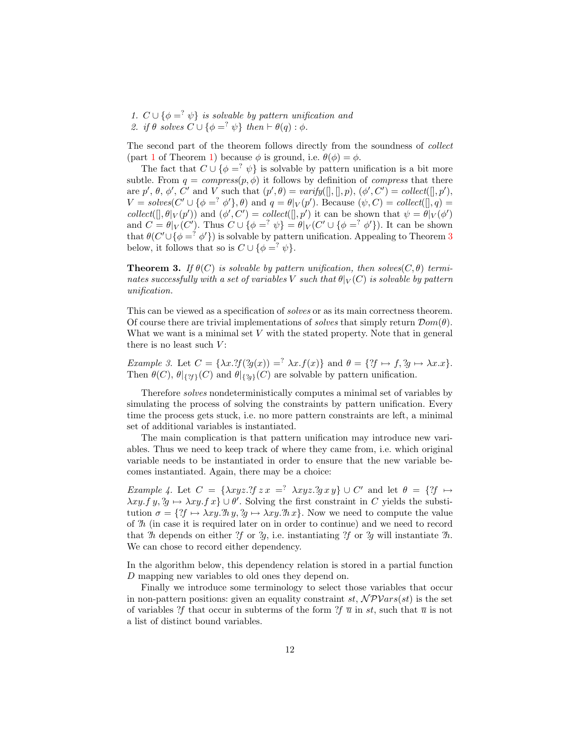1. $C \cup \{\phi =^? \psi\}$ *is solvable by pattern unification and*
2. *if* $\theta$ *solves* $C \cup \{\phi =^? \psi\}$ *then* $\vdash \theta(q) : \phi$.

The second part of the theorem follows directly from the soundness of *collect* (part 1 of Theorem 1) because $\phi$ is ground, i.e. $\theta(\phi) = \phi$.

The fact that $C \cup \{\phi =^? \psi\}$ is solvable by pattern unification is a bit more subtle. From $q = \mathit{compress}(p, \phi)$ it follows by definition of *compress* that there are $p'$, $\theta$, $\phi'$, $C'$ and $V$ such that $(p', \theta) = \mathit{varify}([], [], p)$, $(\phi', C') = \mathit{collect}([], p')$, $V = \mathit{solves}(C' \cup \{\phi =^? \phi'\}, \theta)$ and $q = \theta|_V(p')$. Because $(\psi, C) = \mathit{collect}([], q) = \mathit{collect}([], \theta|_V(p'))$ and $(\phi', C') = \mathit{collect}([], p')$ it can be shown that $\psi = \theta|_V(\phi')$ and $C = \theta|_V(C')$. Thus $C \cup \{\phi =^? \psi\} = \theta|_V(C' \cup \{\phi =^? \phi'\})$. It can be shown that $\theta(C' \cup \{\phi =^? \phi'\})$ is solvable by pattern unification. Appealing to Theorem 3 below, it follows that so is $C \cup \{\phi =^? \psi\}$.

**Theorem 3.** *If* $\theta(C)$ *is solvable by pattern unification, then* $\mathit{solves}(C, \theta)$ *terminates successfully with a set of variables* $V$ *such that* $\theta|_V(C)$ *is solvable by pattern unification.*

This can be viewed as a specification of *solves* or as its main correctness theorem. Of course there are trivial implementations of *solves* that simply return $\mathcal{D}om(\theta)$. What we want is a minimal set $V$ with the stated property. Note that in general there is no least such $V$:

*Example 3.* Let $C = \{\lambda x.?f(?g(x)) =^? \lambda x.f(x)\}$ and $\theta = \{?f \mapsto f, ?g \mapsto \lambda x.x\}$. Then $\theta(C)$, $\theta|_{\{?f\}}(C)$ and $\theta|_{\{?g\}}(C)$ are solvable by pattern unification.

Therefore *solves* nondeterministically computes a minimal set of variables by simulating the process of solving the constraints by pattern unification. Every time the process gets stuck, i.e. no more pattern constraints are left, a minimal set of additional variables is instantiated.

The main complication is that pattern unification may introduce new variables. Thus we need to keep track of where they came from, i.e. which original variable needs to be instantiated in order to ensure that the new variable becomes instantiated. Again, there may be a choice:

*Example 4.* Let $C = \{\lambda xyz.?f\,z\,x =^? \lambda xyz.?g\,x\,y\} \cup C'$ and let $\theta = \{?f \mapsto \lambda xy.f\,y, ?g \mapsto \lambda xy.f\,x\} \cup \theta'$. Solving the first constraint in $C$ yields the substitution $\sigma = \{?f \mapsto \lambda xy.?h\,y, ?g \mapsto \lambda xy.?h\,x\}$. Now we need to compute the value of $?h$ (in case it is required later on in order to continue) and we need to record that $?h$ depends on either $?f$ or $?g$, i.e. instantiating $?f$ or $?g$ will instantiate $?h$. We can chose to record either dependency.

In the algorithm below, this dependency relation is stored in a partial function $D$ mapping new variables to old ones they depend on.

Finally we introduce some terminology to select those variables that occur in non-pattern positions: given an equality constraint $st$, $\mathcal{NPV}ars(st)$ is the set of variables $?f$ that occur in subterms of the form $?f\ \overline{u}$ in $st$, such that $\overline{u}$ is not a list of distinct bound variables.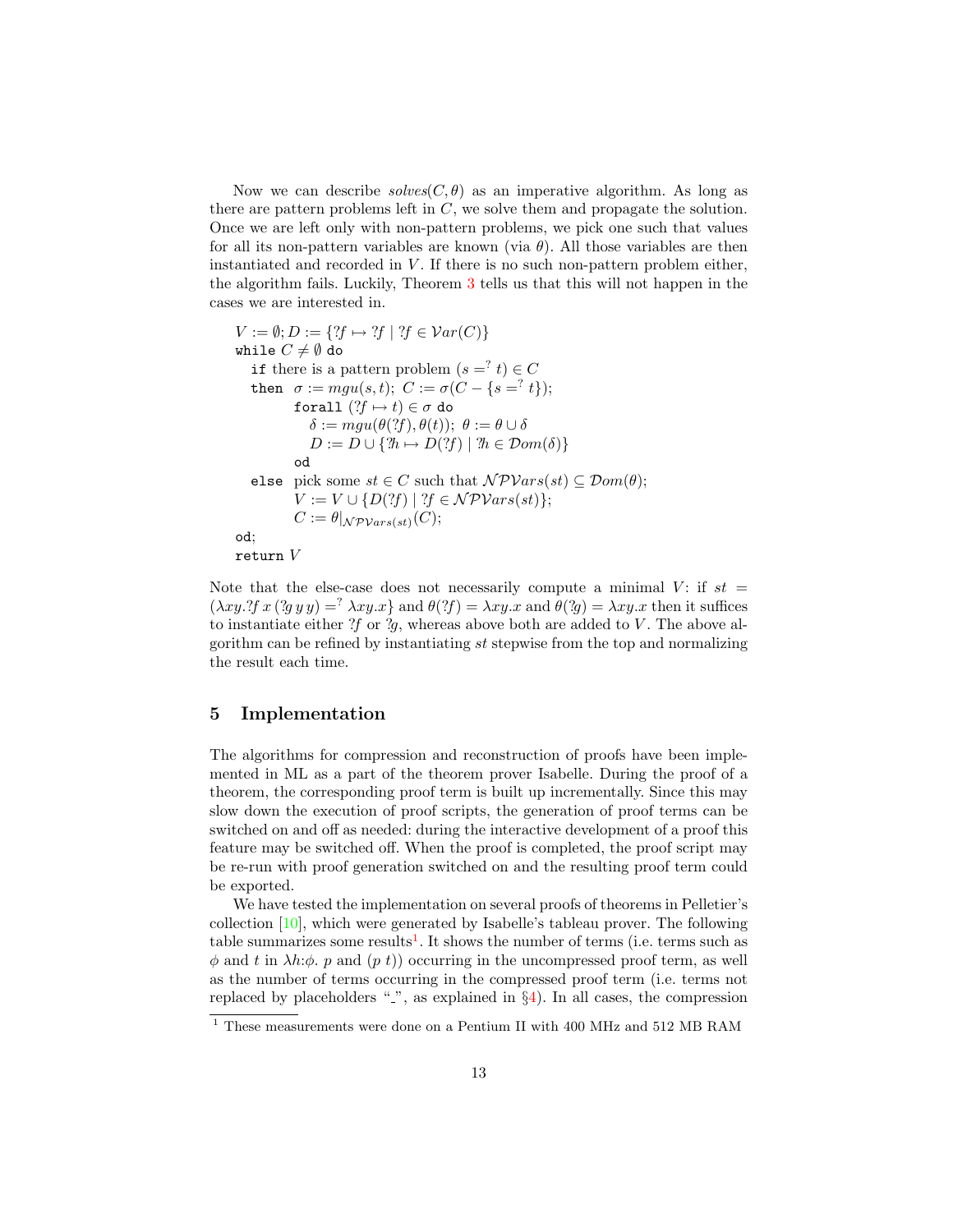Now we can describe $solves(C, \theta)$ as an imperative algorithm. As long as there are pattern problems left in $C$, we solve them and propagate the solution. Once we are left only with non-pattern problems, we pick one such that values for all its non-pattern variables are known (via $\theta$). All those variables are then instantiated and recorded in $V$. If there is no such non-pattern problem either, the algorithm fails. Luckily, Theorem 3 tells us that this will not happen in the cases we are interested in.

$V := \emptyset; D := \{?f \mapsto ?f \mid ?f \in \mathcal{V}ar(C)\}$
**while** $C \neq \emptyset$ **do**
  **if** there is a pattern problem $(s =^? t) \in C$
  **then** $\sigma := mgu(s, t);\ C := \sigma(C - \{s =^? t\});$
    **forall** $(?f \mapsto t) \in \sigma$ **do**
      $\delta := mgu(\theta(?f), \theta(t));\ \theta := \theta \cup \delta$
      $D := D \cup \{?h \mapsto D(?f) \mid ?h \in \mathcal{D}om(\delta)\}$
    **od**
  **else** pick some $st \in C$ such that $\mathcal{NPV}ars(st) \subseteq \mathcal{D}om(\theta)$;
    $V := V \cup \{D(?f) \mid ?f \in \mathcal{NPV}ars(st)\}$;
    $C := \theta|_{\mathcal{NPV}ars(st)}(C)$;
**od**;
**return** $V$

Note that the else-case does not necessarily compute a minimal $V$: if $st = (\lambda xy.?f\, x\, (?g\, y\, y) =^? \lambda xy.x\}$ and $\theta(?f) = \lambda xy.x$ and $\theta(?g) = \lambda xy.x$ then it suffices to instantiate either $?f$ or $?g$, whereas above both are added to $V$. The above algorithm can be refined by instantiating $st$ stepwise from the top and normalizing the result each time.

## 5 Implementation

The algorithms for compression and reconstruction of proofs have been implemented in ML as a part of the theorem prover Isabelle. During the proof of a theorem, the corresponding proof term is built up incrementally. Since this may slow down the execution of proof scripts, the generation of proof terms can be switched on and off as needed: during the interactive development of a proof this feature may be switched off. When the proof is completed, the proof script may be re-run with proof generation switched on and the resulting proof term could be exported.

We have tested the implementation on several proofs of theorems in Pelletier's collection [10], which were generated by Isabelle's tableau prover. The following table summarizes some results[1]. It shows the number of terms (i.e. terms such as $\phi$ and $t$ in $\lambda h{:}\phi.\ p$ and $(p\ t)$) occurring in the uncompressed proof term, as well as the number of terms occurring in the compressed proof term (i.e. terms not replaced by placeholders "_", as explained in §4). In all cases, the compression

[1] These measurements were done on a Pentium II with 400 MHz and 512 MB RAM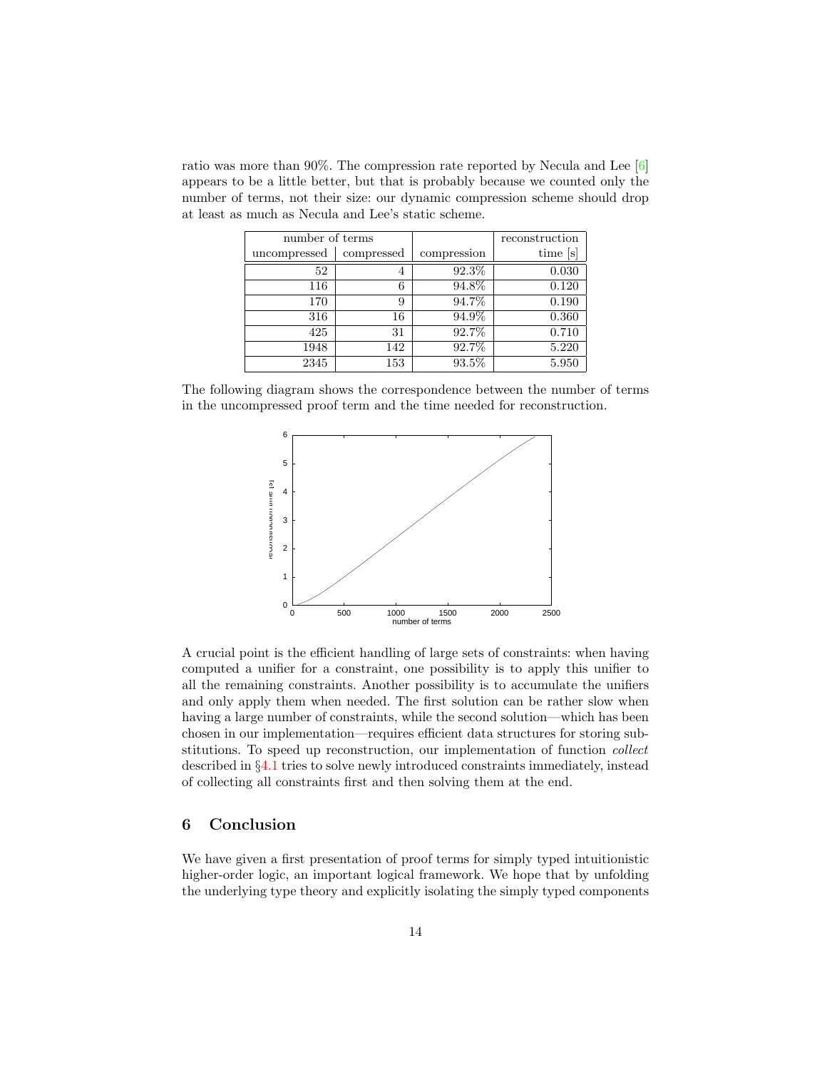ratio was more than 90%. The compression rate reported by Necula and Lee [6] appears to be a little better, but that is probably because we counted only the number of terms, not their size: our dynamic compression scheme should drop at least as much as Necula and Lee's static scheme.

| number of terms | | | reconstruction |
|---|---|---|---|
| uncompressed | compressed | compression | time [s] |
| 52 | 4 | 92.3% | 0.030 |
| 116 | 6 | 94.8% | 0.120 |
| 170 | 9 | 94.7% | 0.190 |
| 316 | 16 | 94.9% | 0.360 |
| 425 | 31 | 92.7% | 0.710 |
| 1948 | 142 | 92.7% | 5.220 |
| 2345 | 153 | 93.5% | 5.950 |

The following diagram shows the correspondence between the number of terms in the uncompressed proof term and the time needed for reconstruction.

A crucial point is the efficient handling of large sets of constraints: when having computed a unifier for a constraint, one possibility is to apply this unifier to all the remaining constraints. Another possibility is to accumulate the unifiers and only apply them when needed. The first solution can be rather slow when having a large number of constraints, while the second solution—which has been chosen in our implementation—requires efficient data structures for storing substitutions. To speed up reconstruction, our implementation of function *collect* described in §4.1 tries to solve newly introduced constraints immediately, instead of collecting all constraints first and then solving them at the end.

## 6 Conclusion

We have given a first presentation of proof terms for simply typed intuitionistic higher-order logic, an important logical framework. We hope that by unfolding the underlying type theory and explicitly isolating the simply typed components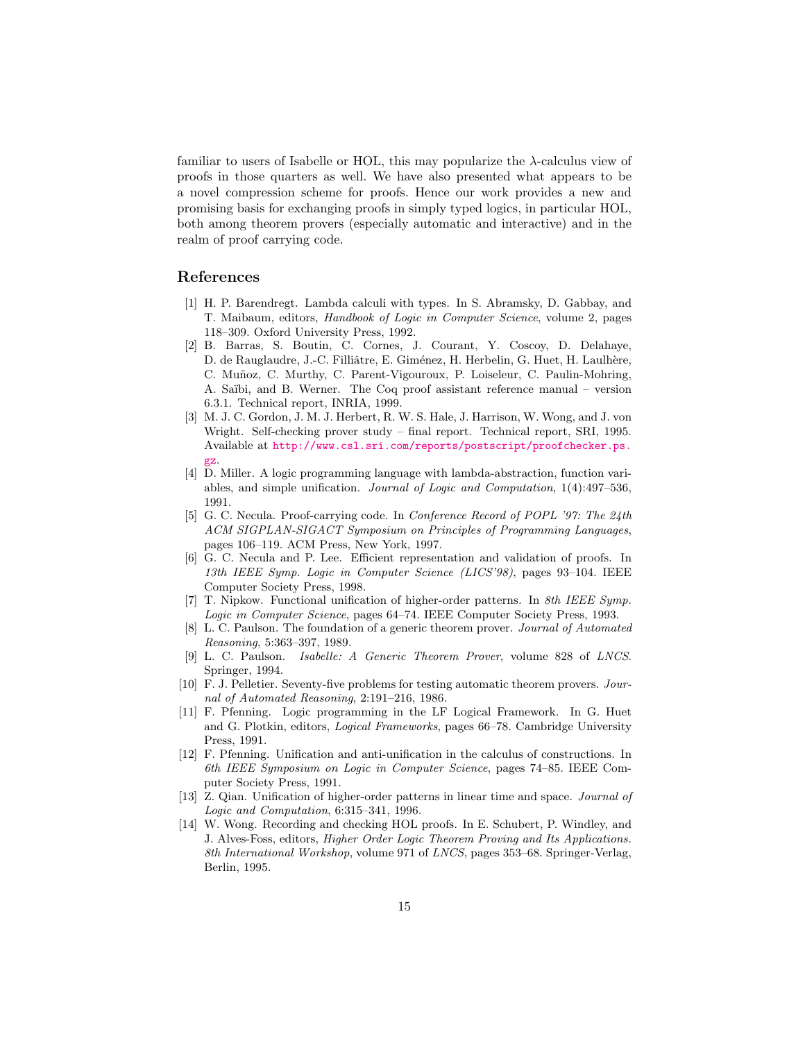familiar to users of Isabelle or HOL, this may popularize the $\lambda$-calculus view of proofs in those quarters as well. We have also presented what appears to be a novel compression scheme for proofs. Hence our work provides a new and promising basis for exchanging proofs in simply typed logics, in particular HOL, both among theorem provers (especially automatic and interactive) and in the realm of proof carrying code.

## References

1. H. P. Barendregt. Lambda calculi with types. In S. Abramsky, D. Gabbay, and T. Maibaum, editors, *Handbook of Logic in Computer Science*, volume 2, pages 118–309. Oxford University Press, 1992.
2. B. Barras, S. Boutin, C. Cornes, J. Courant, Y. Coscoy, D. Delahaye, D. de Rauglaudre, J.-C. Filliâtre, E. Giménez, H. Herbelin, G. Huet, H. Laulhère, C. Muñoz, C. Murthy, C. Parent-Vigouroux, P. Loiseleur, C. Paulin-Mohring, A. Saïbi, and B. Werner. The Coq proof assistant reference manual – version 6.3.1. Technical report, INRIA, 1999.
3. M. J. C. Gordon, J. M. J. Herbert, R. W. S. Hale, J. Harrison, W. Wong, and J. von Wright. Self-checking prover study – final report. Technical report, SRI, 1995. Available at http://www.csl.sri.com/reports/postscript/proofchecker.ps.gz.
4. D. Miller. A logic programming language with lambda-abstraction, function variables, and simple unification. *Journal of Logic and Computation*, 1(4):497–536, 1991.
5. G. C. Necula. Proof-carrying code. In *Conference Record of POPL '97: The 24th ACM SIGPLAN-SIGACT Symposium on Principles of Programming Languages*, pages 106–119. ACM Press, New York, 1997.
6. G. C. Necula and P. Lee. Efficient representation and validation of proofs. In *13th IEEE Symp. Logic in Computer Science (LICS'98)*, pages 93–104. IEEE Computer Society Press, 1998.
7. T. Nipkow. Functional unification of higher-order patterns. In *8th IEEE Symp. Logic in Computer Science*, pages 64–74. IEEE Computer Society Press, 1993.
8. L. C. Paulson. The foundation of a generic theorem prover. *Journal of Automated Reasoning*, 5:363–397, 1989.
9. L. C. Paulson. *Isabelle: A Generic Theorem Prover*, volume 828 of *LNCS*. Springer, 1994.
10. F. J. Pelletier. Seventy-five problems for testing automatic theorem provers. *Journal of Automated Reasoning*, 2:191–216, 1986.
11. F. Pfenning. Logic programming in the LF Logical Framework. In G. Huet and G. Plotkin, editors, *Logical Frameworks*, pages 66–78. Cambridge University Press, 1991.
12. F. Pfenning. Unification and anti-unification in the calculus of constructions. In *6th IEEE Symposium on Logic in Computer Science*, pages 74–85. IEEE Computer Society Press, 1991.
13. Z. Qian. Unification of higher-order patterns in linear time and space. *Journal of Logic and Computation*, 6:315–341, 1996.
14. W. Wong. Recording and checking HOL proofs. In E. Schubert, P. Windley, and J. Alves-Foss, editors, *Higher Order Logic Theorem Proving and Its Applications. 8th International Workshop*, volume 971 of *LNCS*, pages 353–68. Springer-Verlag, Berlin, 1995.